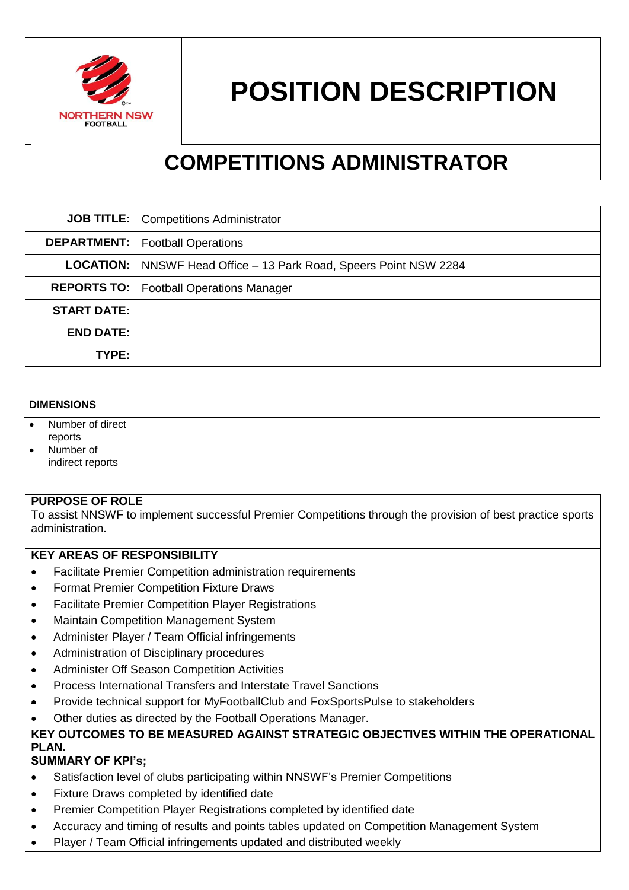NORTHERN NSW FOOTBALL

# POSITION DESCRIPTION

## COMPETITIONS ADMINISTRATOR

| | |
|---|---|
| **JOB TITLE:** | Competitions Administrator |
| **DEPARTMENT:** | Football Operations |
| **LOCATION:** | NNSWF Head Office – 13 Park Road, Speers Point NSW 2284 |
| **REPORTS TO:** | Football Operations Manager |
| **START DATE:** | |
| **END DATE:** | |
| **TYPE:** | |

**DIMENSIONS**

| | |
|---|---|
| • Number of direct reports | |
| • Number of indirect reports | |

**PURPOSE OF ROLE**

To assist NNSWF to implement successful Premier Competitions through the provision of best practice sports administration.

**KEY AREAS OF RESPONSIBILITY**

- Facilitate Premier Competition administration requirements
- Format Premier Competition Fixture Draws
- Facilitate Premier Competition Player Registrations
- Maintain Competition Management System
- Administer Player / Team Official infringements
- Administration of Disciplinary procedures
- Administer Off Season Competition Activities
- Process International Transfers and Interstate Travel Sanctions
- Provide technical support for MyFootballClub and FoxSportsPulse to stakeholders
- Other duties as directed by the Football Operations Manager.

**KEY OUTCOMES TO BE MEASURED AGAINST STRATEGIC OBJECTIVES WITHIN THE OPERATIONAL PLAN.**

**SUMMARY OF KPI's;**

- Satisfaction level of clubs participating within NNSWF's Premier Competitions
- Fixture Draws completed by identified date
- Premier Competition Player Registrations completed by identified date
- Accuracy and timing of results and points tables updated on Competition Management System
- Player / Team Official infringements updated and distributed weekly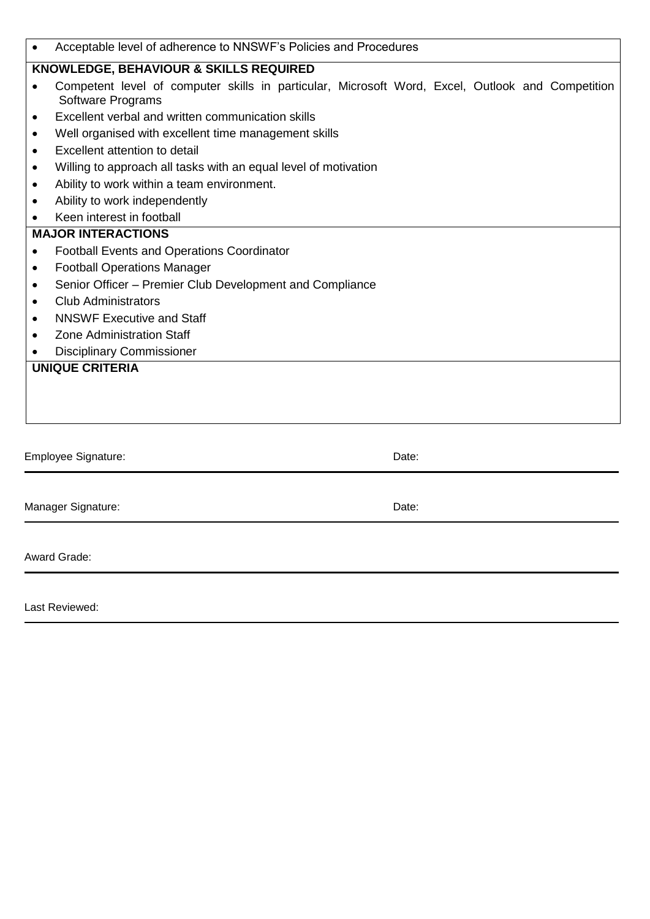- Acceptable level of adherence to NNSWF's Policies and Procedures

**KNOWLEDGE, BEHAVIOUR & SKILLS REQUIRED**

- Competent level of computer skills in particular, Microsoft Word, Excel, Outlook and Competition Software Programs
- Excellent verbal and written communication skills
- Well organised with excellent time management skills
- Excellent attention to detail
- Willing to approach all tasks with an equal level of motivation
- Ability to work within a team environment.
- Ability to work independently
- Keen interest in football

**MAJOR INTERACTIONS**

- Football Events and Operations Coordinator
- Football Operations Manager
- Senior Officer – Premier Club Development and Compliance
- Club Administrators
- NNSWF Executive and Staff
- Zone Administration Staff
- Disciplinary Commissioner

**UNIQUE CRITERIA**

Employee Signature: Date:

Manager Signature: Date:

Award Grade:

Last Reviewed: